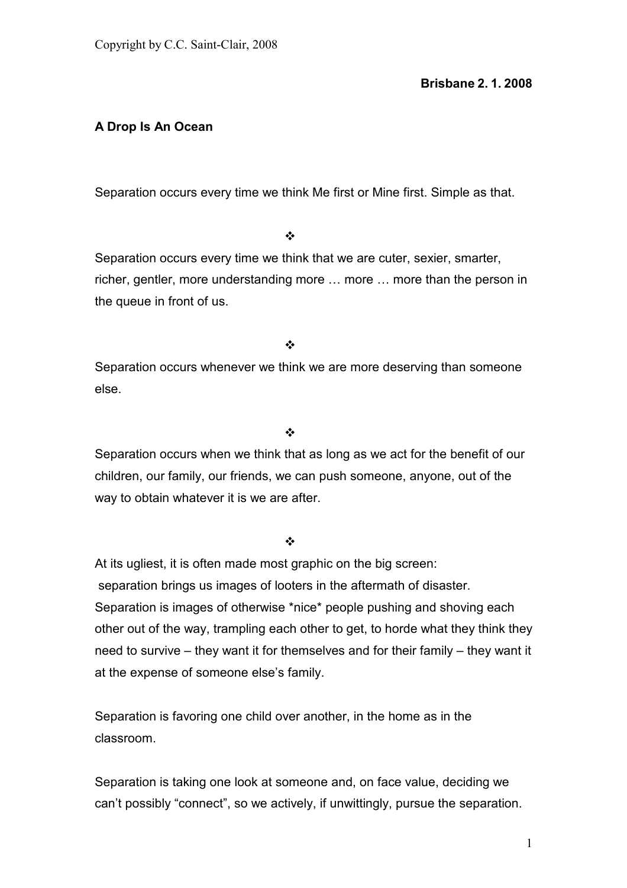Copyright by C.C. Saint-Clair, 2008

**Brisbane 2. 1. 2008**

**A Drop Is An Ocean**

Separation occurs every time we think Me first or Mine first. Simple as that.

❖

Separation occurs every time we think that we are cuter, sexier, smarter, richer, gentler, more understanding more … more … more than the person in the queue in front of us.

❖

Separation occurs whenever we think we are more deserving than someone else.

❖

Separation occurs when we think that as long as we act for the benefit of our children, our family, our friends, we can push someone, anyone, out of the way to obtain whatever it is we are after.

❖

At its ugliest, it is often made most graphic on the big screen: separation brings us images of looters in the aftermath of disaster. Separation is images of otherwise *nice* people pushing and shoving each other out of the way, trampling each other to get, to horde what they think they need to survive – they want it for themselves and for their family – they want it at the expense of someone else's family.

Separation is favoring one child over another, in the home as in the classroom.

Separation is taking one look at someone and, on face value, deciding we can't possibly "connect", so we actively, if unwittingly, pursue the separation.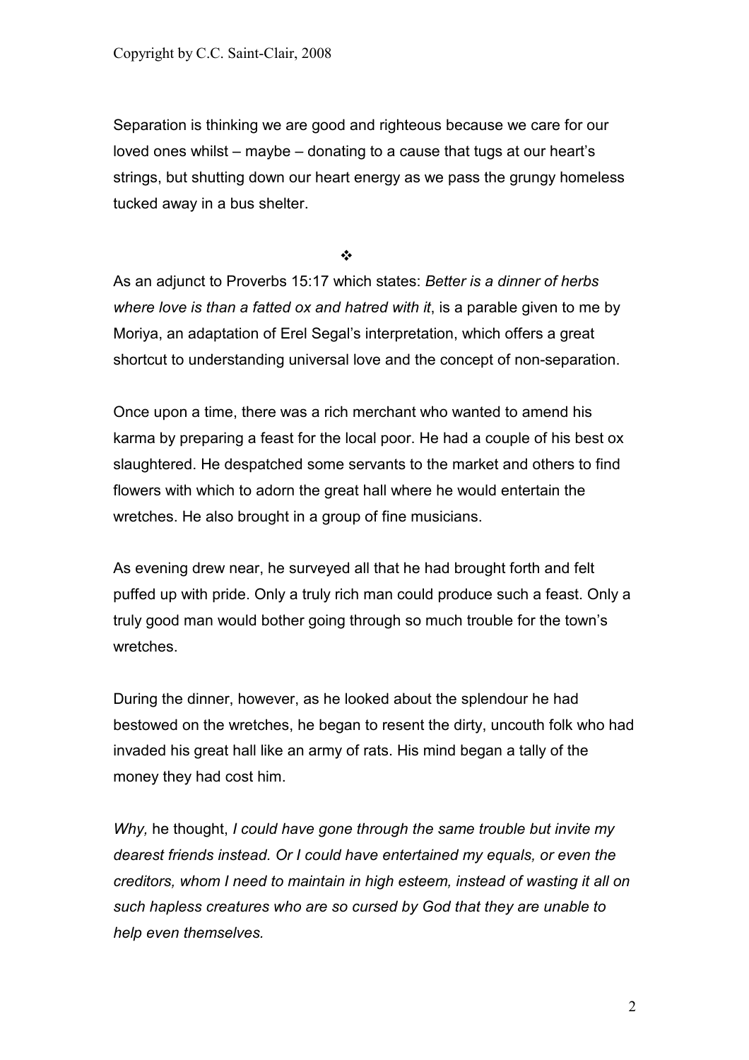Separation is thinking we are good and righteous because we care for our loved ones whilst – maybe – donating to a cause that tugs at our heart's strings, but shutting down our heart energy as we pass the grungy homeless tucked away in a bus shelter.

❖

As an adjunct to Proverbs 15:17 which states: *Better is a dinner of herbs where love is than a fatted ox and hatred with it*, is a parable given to me by Moriya, an adaptation of Erel Segal's interpretation, which offers a great shortcut to understanding universal love and the concept of non-separation.

Once upon a time, there was a rich merchant who wanted to amend his karma by preparing a feast for the local poor. He had a couple of his best ox slaughtered. He despatched some servants to the market and others to find flowers with which to adorn the great hall where he would entertain the wretches. He also brought in a group of fine musicians.

As evening drew near, he surveyed all that he had brought forth and felt puffed up with pride. Only a truly rich man could produce such a feast. Only a truly good man would bother going through so much trouble for the town's wretches.

During the dinner, however, as he looked about the splendour he had bestowed on the wretches, he began to resent the dirty, uncouth folk who had invaded his great hall like an army of rats. His mind began a tally of the money they had cost him.

*Why,* he thought, *I could have gone through the same trouble but invite my dearest friends instead. Or I could have entertained my equals, or even the creditors, whom I need to maintain in high esteem, instead of wasting it all on such hapless creatures who are so cursed by God that they are unable to help even themselves.*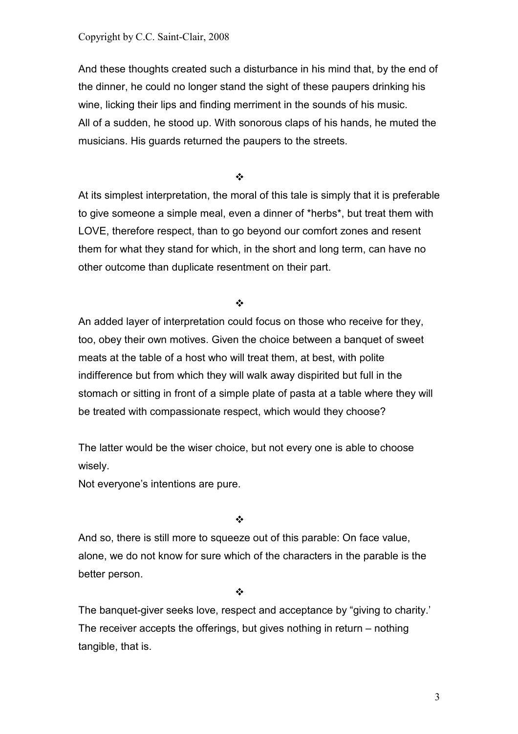And these thoughts created such a disturbance in his mind that, by the end of the dinner, he could no longer stand the sight of these paupers drinking his wine, licking their lips and finding merriment in the sounds of his music.
All of a sudden, he stood up. With sonorous claps of his hands, he muted the musicians. His guards returned the paupers to the streets.

❖

At its simplest interpretation, the moral of this tale is simply that it is preferable to give someone a simple meal, even a dinner of *herbs*, but treat them with LOVE, therefore respect, than to go beyond our comfort zones and resent them for what they stand for which, in the short and long term, can have no other outcome than duplicate resentment on their part.

❖

An added layer of interpretation could focus on those who receive for they, too, obey their own motives. Given the choice between a banquet of sweet meats at the table of a host who will treat them, at best, with polite indifference but from which they will walk away dispirited but full in the stomach or sitting in front of a simple plate of pasta at a table where they will be treated with compassionate respect, which would they choose?

The latter would be the wiser choice, but not every one is able to choose wisely.
Not everyone's intentions are pure.

❖

And so, there is still more to squeeze out of this parable: On face value, alone, we do not know for sure which of the characters in the parable is the better person.

❖

The banquet-giver seeks love, respect and acceptance by "giving to charity.' The receiver accepts the offerings, but gives nothing in return – nothing tangible, that is.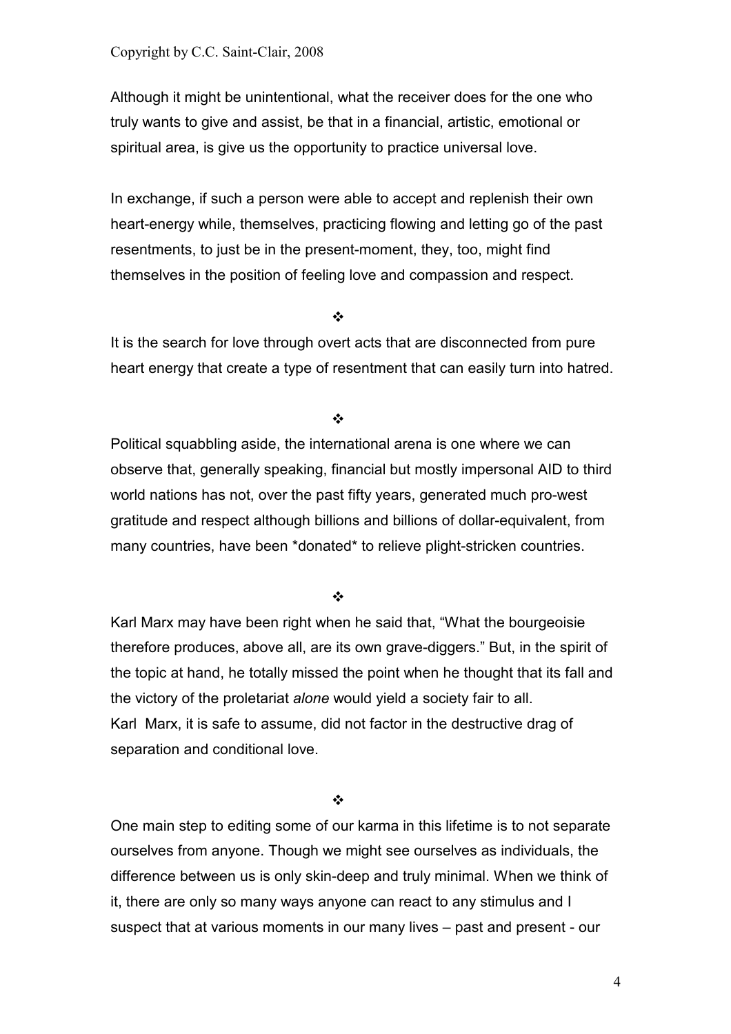Although it might be unintentional, what the receiver does for the one who truly wants to give and assist, be that in a financial, artistic, emotional or spiritual area, is give us the opportunity to practice universal love.

In exchange, if such a person were able to accept and replenish their own heart-energy while, themselves, practicing flowing and letting go of the past resentments, to just be in the present-moment, they, too, might find themselves in the position of feeling love and compassion and respect.

❖

It is the search for love through overt acts that are disconnected from pure heart energy that create a type of resentment that can easily turn into hatred.

❖

Political squabbling aside, the international arena is one where we can observe that, generally speaking, financial but mostly impersonal AID to third world nations has not, over the past fifty years, generated much pro-west gratitude and respect although billions and billions of dollar-equivalent, from many countries, have been *donated* to relieve plight-stricken countries.

❖

Karl Marx may have been right when he said that, "What the bourgeoisie therefore produces, above all, are its own grave-diggers." But, in the spirit of the topic at hand, he totally missed the point when he thought that its fall and the victory of the proletariat *alone* would yield a society fair to all.
Karl Marx, it is safe to assume, did not factor in the destructive drag of separation and conditional love.

❖

One main step to editing some of our karma in this lifetime is to not separate ourselves from anyone. Though we might see ourselves as individuals, the difference between us is only skin-deep and truly minimal. When we think of it, there are only so many ways anyone can react to any stimulus and I suspect that at various moments in our many lives – past and present - our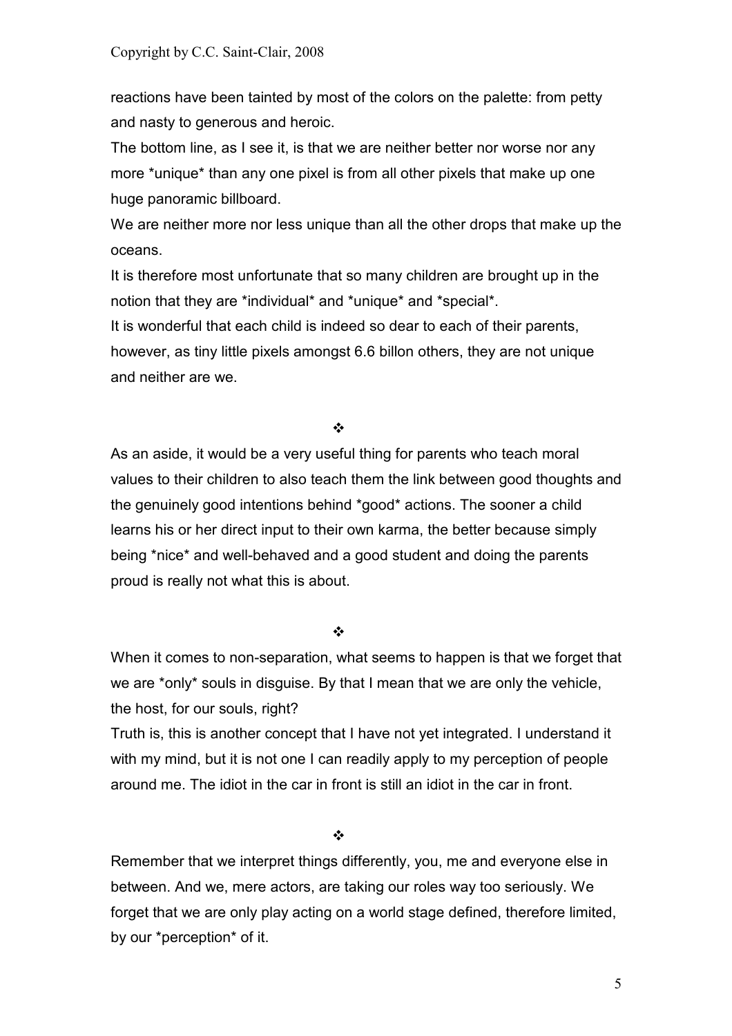reactions have been tainted by most of the colors on the palette: from petty and nasty to generous and heroic.

The bottom line, as I see it, is that we are neither better nor worse nor any more *unique* than any one pixel is from all other pixels that make up one huge panoramic billboard.

We are neither more nor less unique than all the other drops that make up the oceans.

It is therefore most unfortunate that so many children are brought up in the notion that they are *individual* and *unique* and *special*.

It is wonderful that each child is indeed so dear to each of their parents, however, as tiny little pixels amongst 6.6 billon others, they are not unique and neither are we.

❖

As an aside, it would be a very useful thing for parents who teach moral values to their children to also teach them the link between good thoughts and the genuinely good intentions behind *good* actions. The sooner a child learns his or her direct input to their own karma, the better because simply being *nice* and well-behaved and a good student and doing the parents proud is really not what this is about.

❖

When it comes to non-separation, what seems to happen is that we forget that we are *only* souls in disguise. By that I mean that we are only the vehicle, the host, for our souls, right?

Truth is, this is another concept that I have not yet integrated. I understand it with my mind, but it is not one I can readily apply to my perception of people around me. The idiot in the car in front is still an idiot in the car in front.

❖

Remember that we interpret things differently, you, me and everyone else in between. And we, mere actors, are taking our roles way too seriously. We forget that we are only play acting on a world stage defined, therefore limited, by our *perception* of it.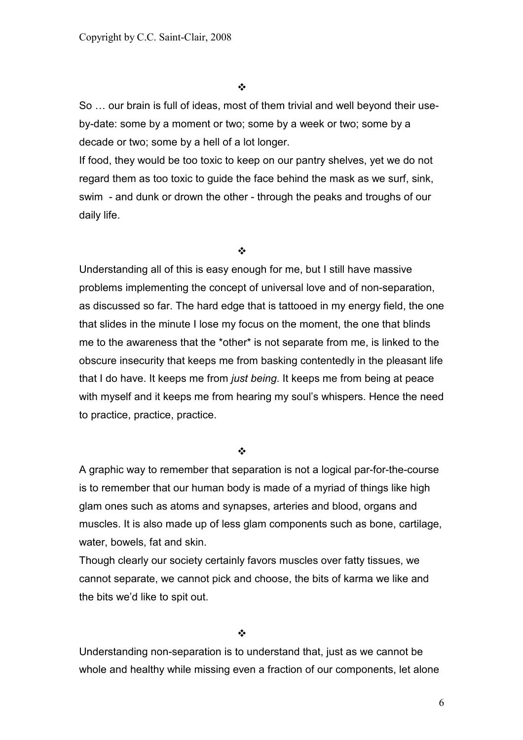❖

So … our brain is full of ideas, most of them trivial and well beyond their use-by-date: some by a moment or two; some by a week or two; some by a decade or two; some by a hell of a lot longer.

If food, they would be too toxic to keep on our pantry shelves, yet we do not regard them as too toxic to guide the face behind the mask as we surf, sink, swim - and dunk or drown the other - through the peaks and troughs of our daily life.

❖

Understanding all of this is easy enough for me, but I still have massive problems implementing the concept of universal love and of non-separation, as discussed so far. The hard edge that is tattooed in my energy field, the one that slides in the minute I lose my focus on the moment, the one that blinds me to the awareness that the *other* is not separate from me, is linked to the obscure insecurity that keeps me from basking contentedly in the pleasant life that I do have. It keeps me from *just being*. It keeps me from being at peace with myself and it keeps me from hearing my soul's whispers. Hence the need to practice, practice, practice.

❖

A graphic way to remember that separation is not a logical par-for-the-course is to remember that our human body is made of a myriad of things like high glam ones such as atoms and synapses, arteries and blood, organs and muscles. It is also made up of less glam components such as bone, cartilage, water, bowels, fat and skin.

Though clearly our society certainly favors muscles over fatty tissues, we cannot separate, we cannot pick and choose, the bits of karma we like and the bits we'd like to spit out.

❖

Understanding non-separation is to understand that, just as we cannot be whole and healthy while missing even a fraction of our components, let alone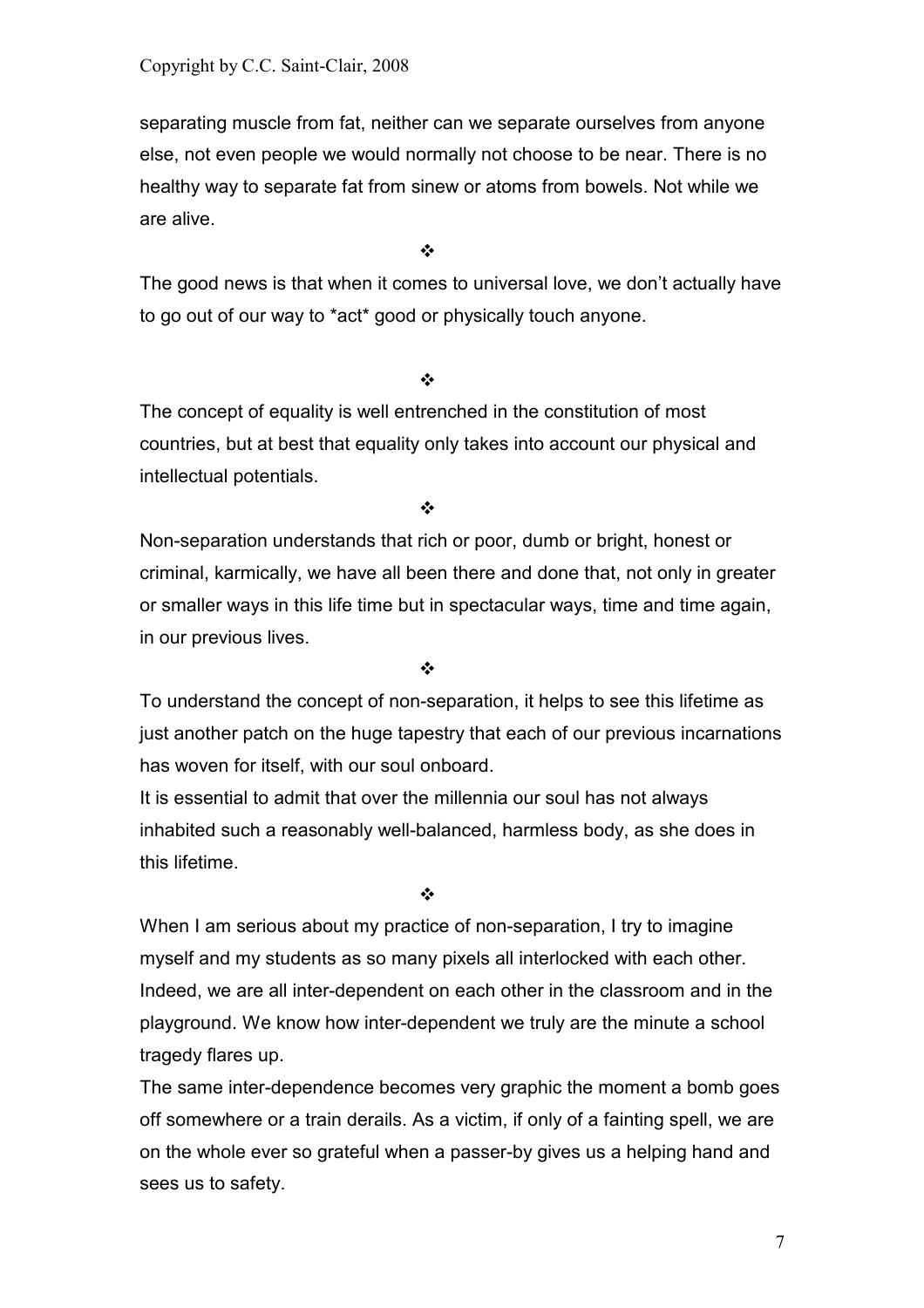separating muscle from fat, neither can we separate ourselves from anyone else, not even people we would normally not choose to be near. There is no healthy way to separate fat from sinew or atoms from bowels. Not while we are alive.

❖

The good news is that when it comes to universal love, we don't actually have to go out of our way to *act* good or physically touch anyone.

❖

The concept of equality is well entrenched in the constitution of most countries, but at best that equality only takes into account our physical and intellectual potentials.

❖

Non-separation understands that rich or poor, dumb or bright, honest or criminal, karmically, we have all been there and done that, not only in greater or smaller ways in this life time but in spectacular ways, time and time again, in our previous lives.

❖

To understand the concept of non-separation, it helps to see this lifetime as just another patch on the huge tapestry that each of our previous incarnations has woven for itself, with our soul onboard.

It is essential to admit that over the millennia our soul has not always inhabited such a reasonably well-balanced, harmless body, as she does in this lifetime.

❖

When I am serious about my practice of non-separation, I try to imagine myself and my students as so many pixels all interlocked with each other. Indeed, we are all inter-dependent on each other in the classroom and in the playground. We know how inter-dependent we truly are the minute a school tragedy flares up.

The same inter-dependence becomes very graphic the moment a bomb goes off somewhere or a train derails. As a victim, if only of a fainting spell, we are on the whole ever so grateful when a passer-by gives us a helping hand and sees us to safety.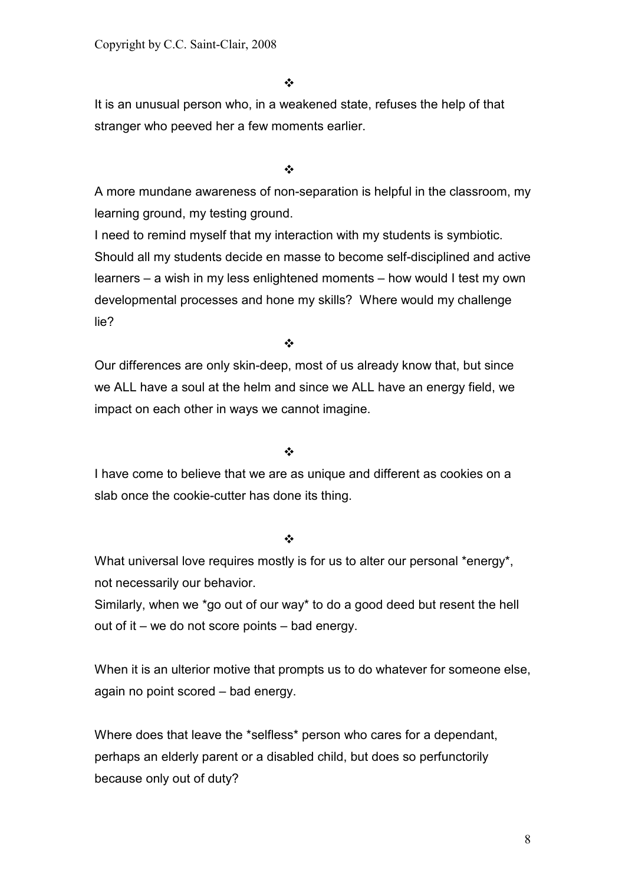❖

It is an unusual person who, in a weakened state, refuses the help of that stranger who peeved her a few moments earlier.

❖

A more mundane awareness of non-separation is helpful in the classroom, my learning ground, my testing ground.
I need to remind myself that my interaction with my students is symbiotic. Should all my students decide en masse to become self-disciplined and active learners – a wish in my less enlightened moments – how would I test my own developmental processes and hone my skills? Where would my challenge lie?

❖

Our differences are only skin-deep, most of us already know that, but since we ALL have a soul at the helm and since we ALL have an energy field, we impact on each other in ways we cannot imagine.

❖

I have come to believe that we are as unique and different as cookies on a slab once the cookie-cutter has done its thing.

❖

What universal love requires mostly is for us to alter our personal *energy*, not necessarily our behavior.
Similarly, when we *go out of our way* to do a good deed but resent the hell out of it – we do not score points – bad energy.

When it is an ulterior motive that prompts us to do whatever for someone else, again no point scored – bad energy.

Where does that leave the *selfless* person who cares for a dependant, perhaps an elderly parent or a disabled child, but does so perfunctorily because only out of duty?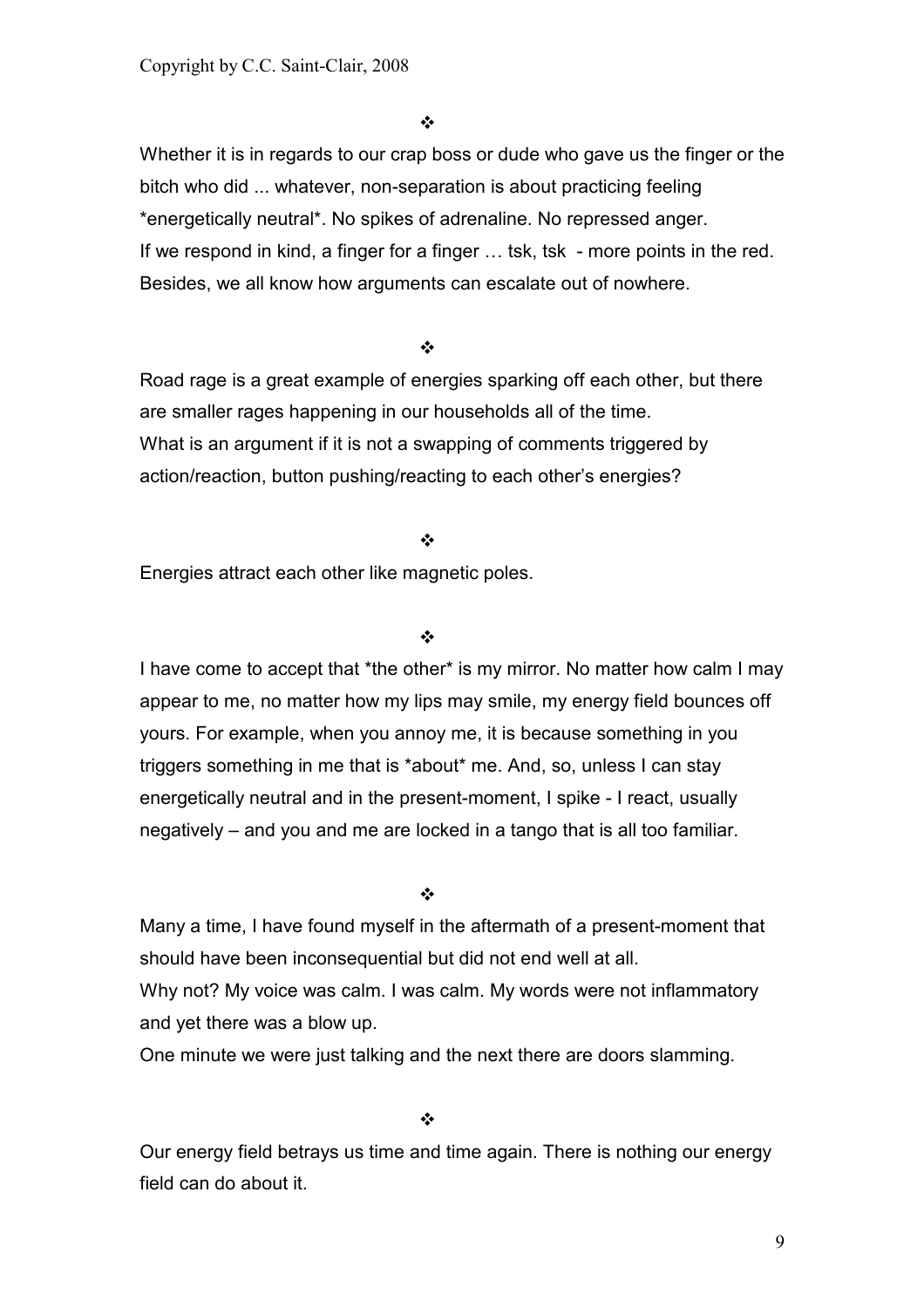❖

Whether it is in regards to our crap boss or dude who gave us the finger or the bitch who did ... whatever, non-separation is about practicing feeling *energetically neutral*. No spikes of adrenaline. No repressed anger.
If we respond in kind, a finger for a finger … tsk, tsk - more points in the red.
Besides, we all know how arguments can escalate out of nowhere.

❖

Road rage is a great example of energies sparking off each other, but there are smaller rages happening in our households all of the time.
What is an argument if it is not a swapping of comments triggered by action/reaction, button pushing/reacting to each other's energies?

❖

Energies attract each other like magnetic poles.

❖

I have come to accept that *the other* is my mirror. No matter how calm I may appear to me, no matter how my lips may smile, my energy field bounces off yours. For example, when you annoy me, it is because something in you triggers something in me that is *about* me. And, so, unless I can stay energetically neutral and in the present-moment, I spike - I react, usually negatively – and you and me are locked in a tango that is all too familiar.

❖

Many a time, I have found myself in the aftermath of a present-moment that should have been inconsequential but did not end well at all.
Why not? My voice was calm. I was calm. My words were not inflammatory and yet there was a blow up.
One minute we were just talking and the next there are doors slamming.

❖

Our energy field betrays us time and time again. There is nothing our energy field can do about it.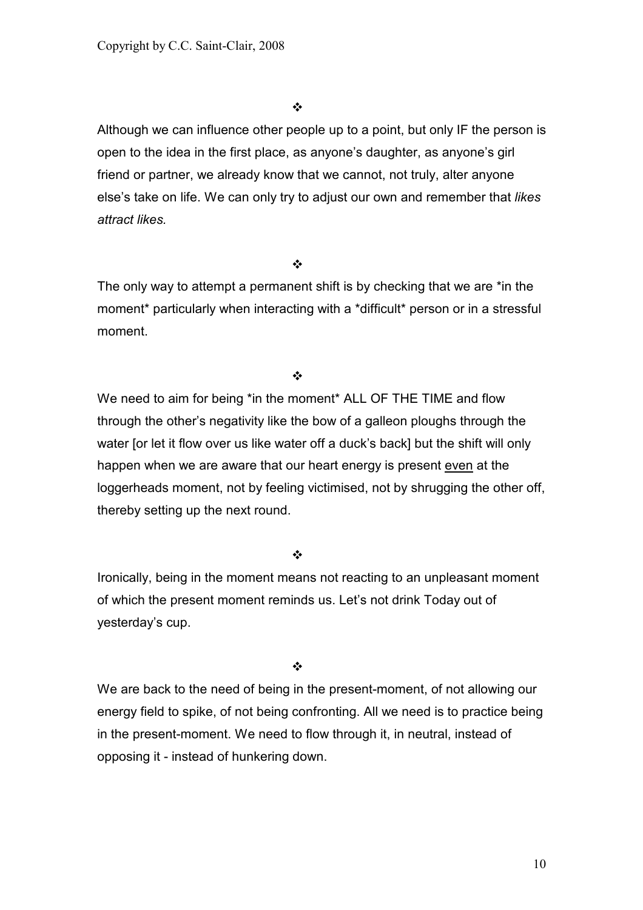❖

Although we can influence other people up to a point, but only IF the person is open to the idea in the first place, as anyone's daughter, as anyone's girl friend or partner, we already know that we cannot, not truly, alter anyone else's take on life. We can only try to adjust our own and remember that *likes attract likes.*

❖

The only way to attempt a permanent shift is by checking that we are *in the moment* particularly when interacting with a *difficult* person or in a stressful moment.

❖

We need to aim for being *in the moment* ALL OF THE TIME and flow through the other's negativity like the bow of a galleon ploughs through the water [or let it flow over us like water off a duck's back] but the shift will only happen when we are aware that our heart energy is present <u>even</u> at the loggerheads moment, not by feeling victimised, not by shrugging the other off, thereby setting up the next round.

❖

Ironically, being in the moment means not reacting to an unpleasant moment of which the present moment reminds us. Let's not drink Today out of yesterday's cup.

❖

We are back to the need of being in the present-moment, of not allowing our energy field to spike, of not being confronting. All we need is to practice being in the present-moment. We need to flow through it, in neutral, instead of opposing it - instead of hunkering down.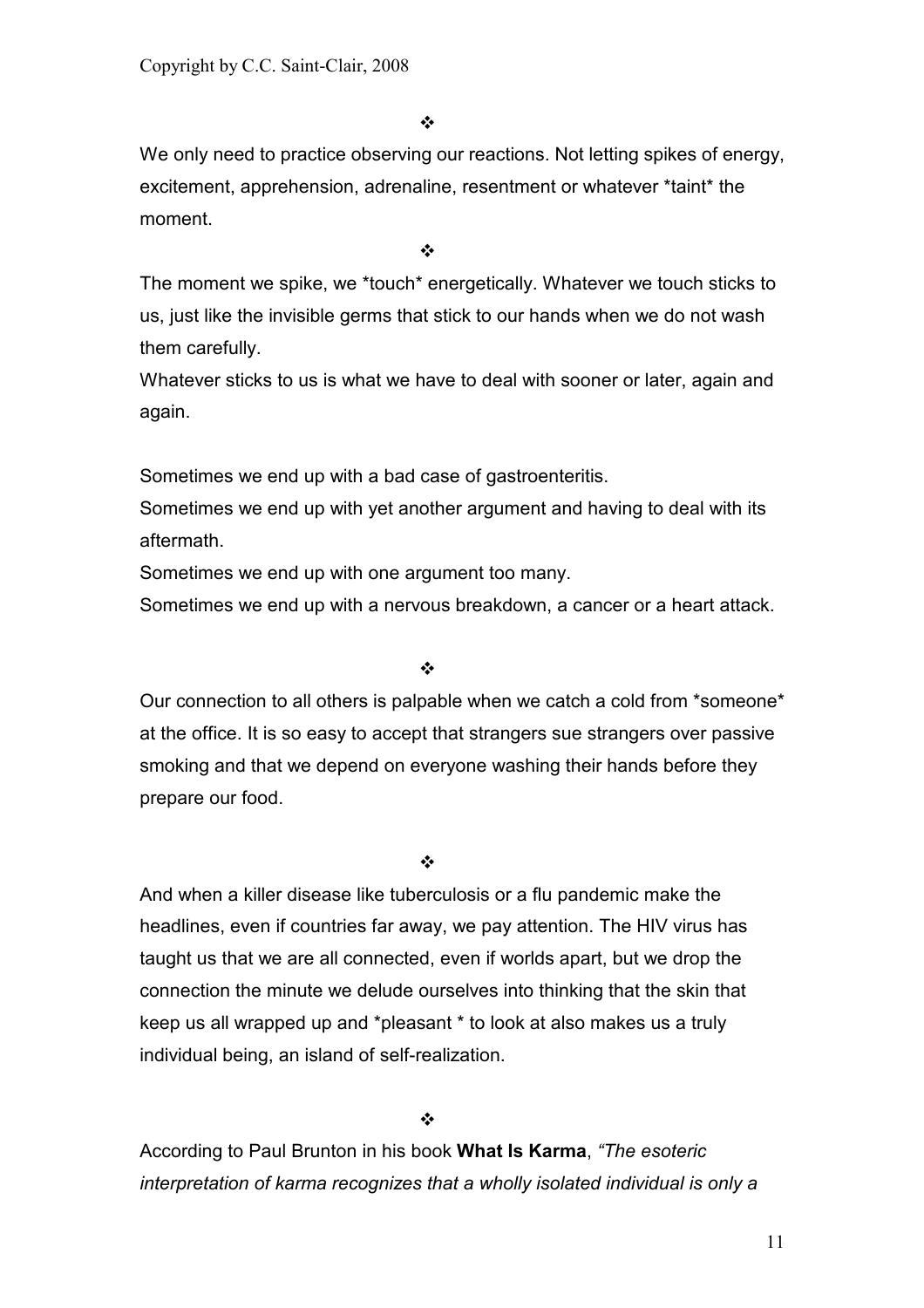❖

We only need to practice observing our reactions. Not letting spikes of energy, excitement, apprehension, adrenaline, resentment or whatever *taint* the moment.

❖

The moment we spike, we *touch* energetically. Whatever we touch sticks to us, just like the invisible germs that stick to our hands when we do not wash them carefully.

Whatever sticks to us is what we have to deal with sooner or later, again and again.

Sometimes we end up with a bad case of gastroenteritis.

Sometimes we end up with yet another argument and having to deal with its aftermath.

Sometimes we end up with one argument too many.

Sometimes we end up with a nervous breakdown, a cancer or a heart attack.

❖

Our connection to all others is palpable when we catch a cold from *someone* at the office. It is so easy to accept that strangers sue strangers over passive smoking and that we depend on everyone washing their hands before they prepare our food.

❖

And when a killer disease like tuberculosis or a flu pandemic make the headlines, even if countries far away, we pay attention. The HIV virus has taught us that we are all connected, even if worlds apart, but we drop the connection the minute we delude ourselves into thinking that the skin that keep us all wrapped up and *pleasant * to look at also makes us a truly individual being, an island of self-realization.

❖

According to Paul Brunton in his book **What Is Karma**, *"The esoteric interpretation of karma recognizes that a wholly isolated individual is only a*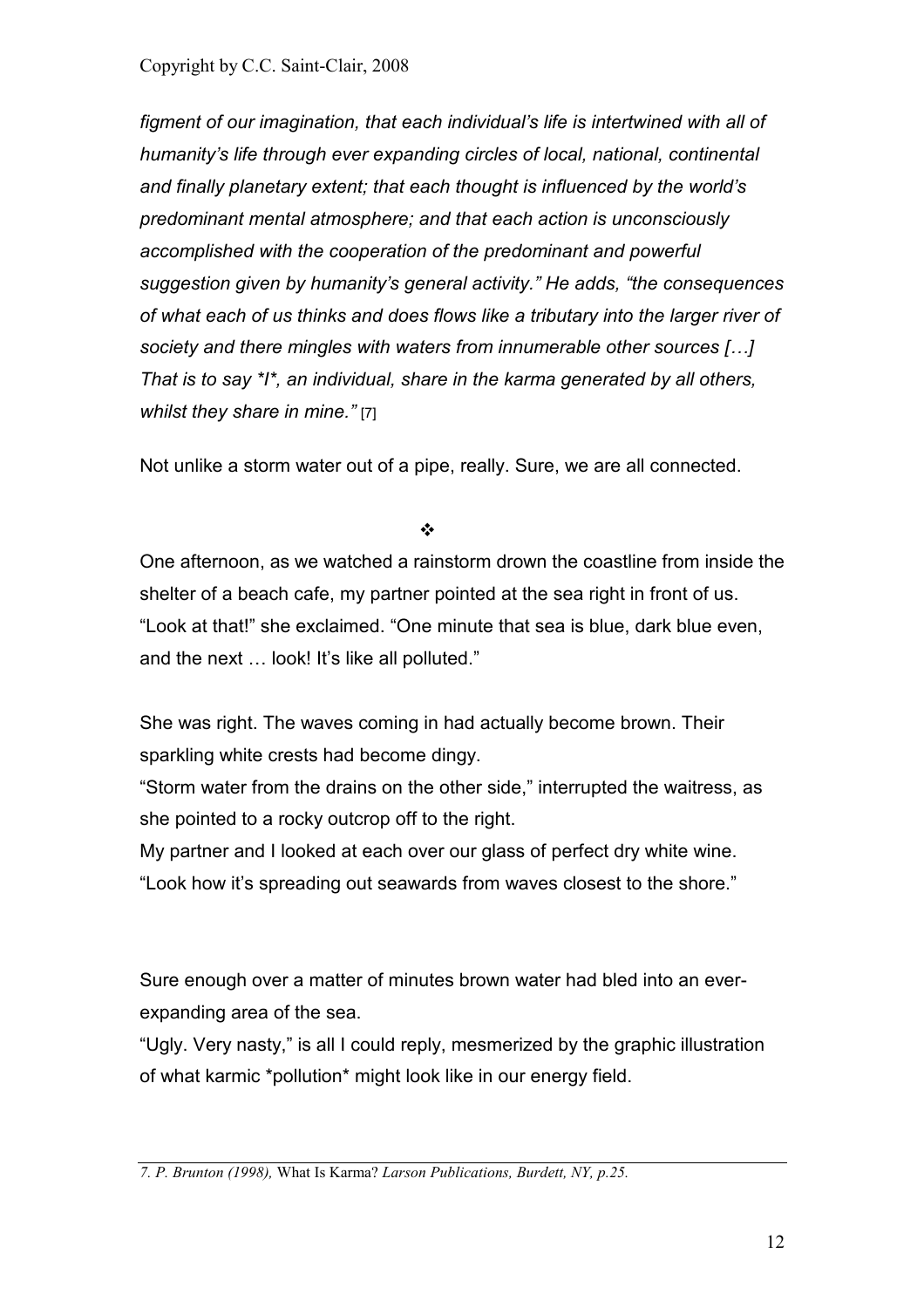*figment of our imagination, that each individual's life is intertwined with all of humanity's life through ever expanding circles of local, national, continental and finally planetary extent; that each thought is influenced by the world's predominant mental atmosphere; and that each action is unconsciously accomplished with the cooperation of the predominant and powerful suggestion given by humanity's general activity." He adds, "the consequences of what each of us thinks and does flows like a tributary into the larger river of society and there mingles with waters from innumerable other sources […] That is to say *I*, an individual, share in the karma generated by all others, whilst they share in mine."* [7]

Not unlike a storm water out of a pipe, really. Sure, we are all connected.

❖

One afternoon, as we watched a rainstorm drown the coastline from inside the shelter of a beach cafe, my partner pointed at the sea right in front of us. "Look at that!" she exclaimed. "One minute that sea is blue, dark blue even, and the next … look! It's like all polluted."

She was right. The waves coming in had actually become brown. Their sparkling white crests had become dingy.
"Storm water from the drains on the other side," interrupted the waitress, as she pointed to a rocky outcrop off to the right.
My partner and I looked at each over our glass of perfect dry white wine.
"Look how it's spreading out seawards from waves closest to the shore."

Sure enough over a matter of minutes brown water had bled into an ever-expanding area of the sea.
"Ugly. Very nasty," is all I could reply, mesmerized by the graphic illustration of what karmic *pollution* might look like in our energy field.

---

*7. P. Brunton (1998),* What Is Karma? *Larson Publications, Burdett, NY, p.25.*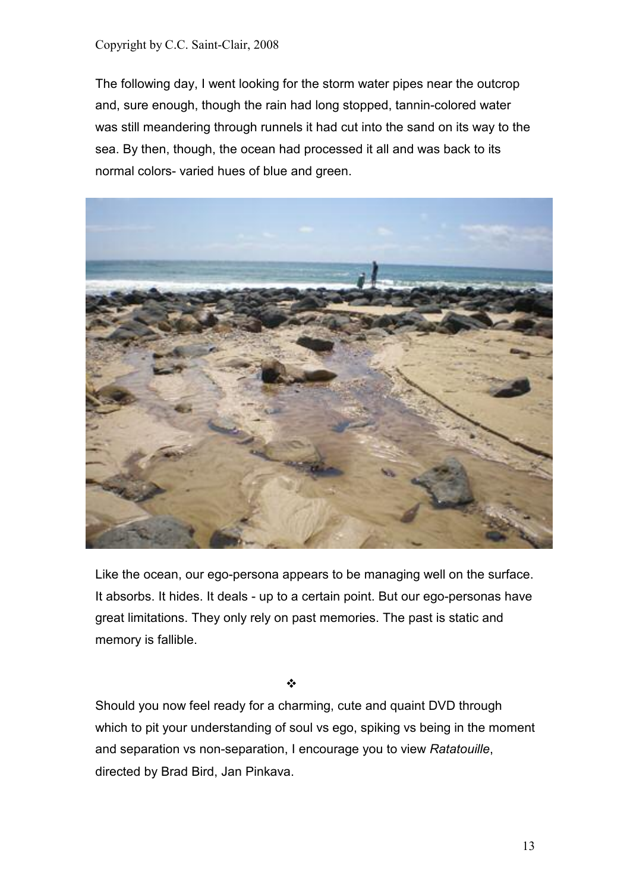The following day, I went looking for the storm water pipes near the outcrop and, sure enough, though the rain had long stopped, tannin-colored water was still meandering through runnels it had cut into the sand on its way to the sea. By then, though, the ocean had processed it all and was back to its normal colors- varied hues of blue and green.

Like the ocean, our ego-persona appears to be managing well on the surface. It absorbs. It hides. It deals - up to a certain point. But our ego-personas have great limitations. They only rely on past memories. The past is static and memory is fallible.

❖

Should you now feel ready for a charming, cute and quaint DVD through which to pit your understanding of soul vs ego, spiking vs being in the moment and separation vs non-separation, I encourage you to view *Ratatouille*, directed by Brad Bird, Jan Pinkava.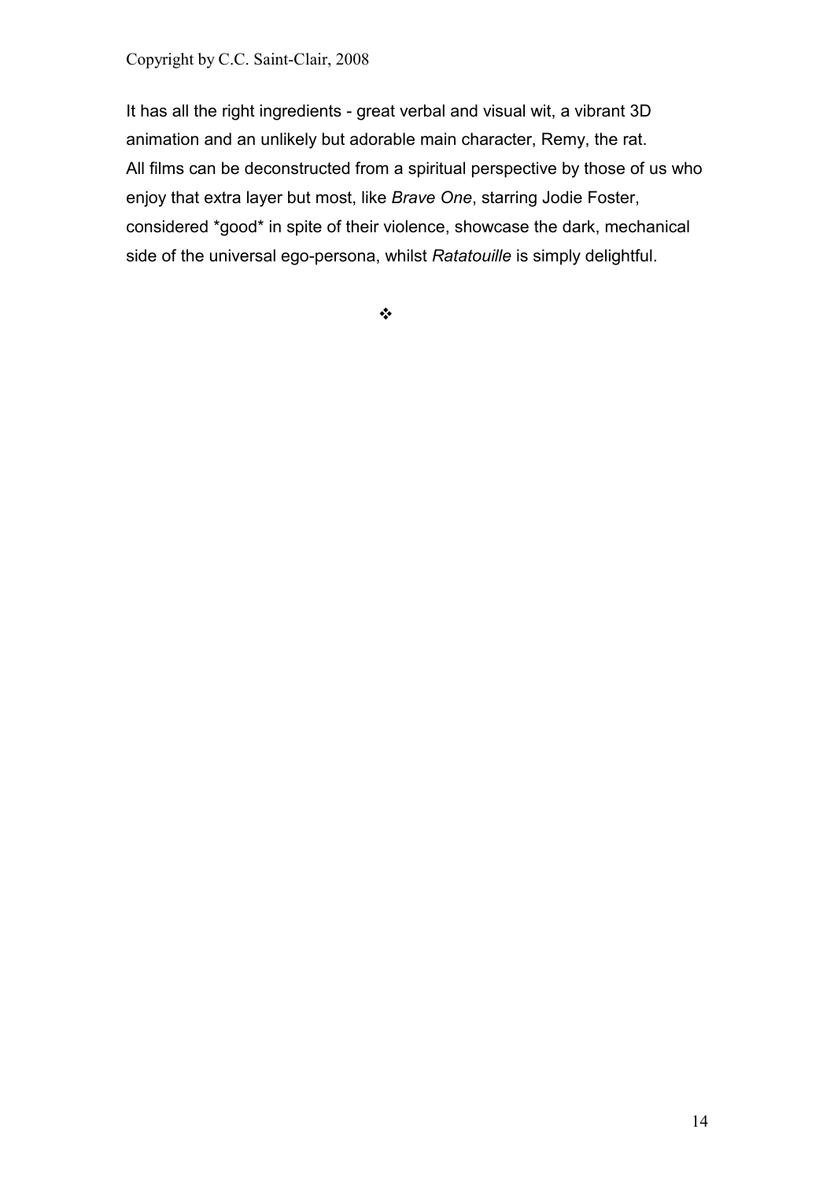It has all the right ingredients - great verbal and visual wit, a vibrant 3D animation and an unlikely but adorable main character, Remy, the rat.
All films can be deconstructed from a spiritual perspective by those of us who enjoy that extra layer but most, like *Brave One*, starring Jodie Foster, considered *good* in spite of their violence, showcase the dark, mechanical side of the universal ego-persona, whilst *Ratatouille* is simply delightful.

❖